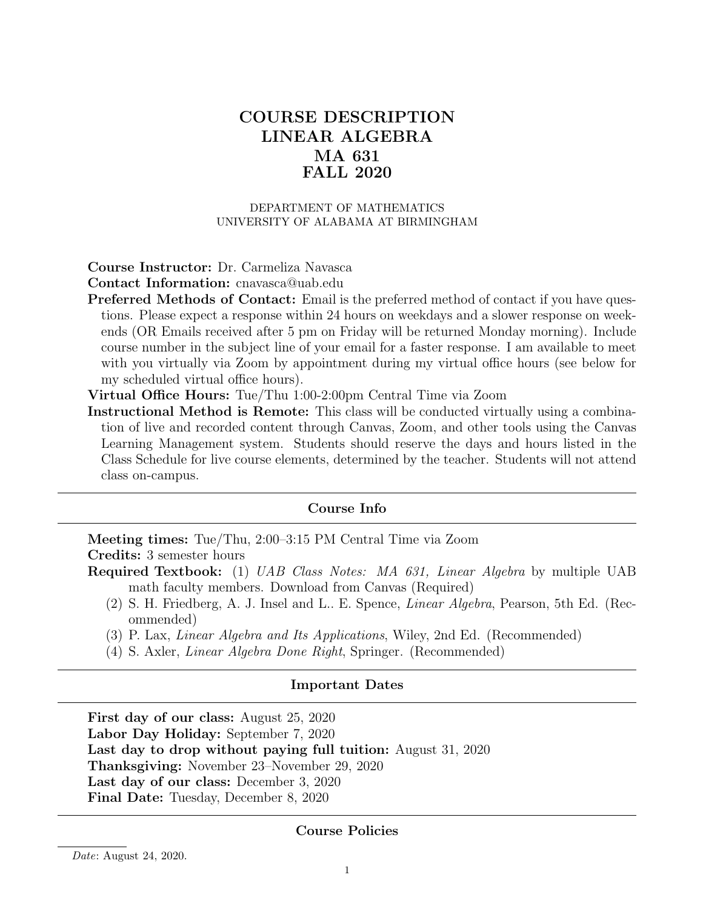# COURSE DESCRIPTION
# LINEAR ALGEBRA
# MA 631
# FALL 2020

DEPARTMENT OF MATHEMATICS
UNIVERSITY OF ALABAMA AT BIRMINGHAM

**Course Instructor:** Dr. Carmeliza Navasca

**Contact Information:** cnavasca@uab.edu

**Preferred Methods of Contact:** Email is the preferred method of contact if you have questions. Please expect a response within 24 hours on weekdays and a slower response on weekends (OR Emails received after 5 pm on Friday will be returned Monday morning). Include course number in the subject line of your email for a faster response. I am available to meet with you virtually via Zoom by appointment during my virtual office hours (see below for my scheduled virtual office hours).

**Virtual Office Hours:** Tue/Thu 1:00-2:00pm Central Time via Zoom

**Instructional Method is Remote:** This class will be conducted virtually using a combination of live and recorded content through Canvas, Zoom, and other tools using the Canvas Learning Management system. Students should reserve the days and hours listed in the Class Schedule for live course elements, determined by the teacher. Students will not attend class on-campus.

## Course Info

**Meeting times:** Tue/Thu, 2:00–3:15 PM Central Time via Zoom

**Credits:** 3 semester hours

**Required Textbook:** (1) *UAB Class Notes: MA 631, Linear Algebra* by multiple UAB math faculty members. Download from Canvas (Required)

(2) S. H. Friedberg, A. J. Insel and L.. E. Spence, *Linear Algebra*, Pearson, 5th Ed. (Recommended)

(3) P. Lax, *Linear Algebra and Its Applications*, Wiley, 2nd Ed. (Recommended)

(4) S. Axler, *Linear Algebra Done Right*, Springer. (Recommended)

## Important Dates

**First day of our class:** August 25, 2020

**Labor Day Holiday:** September 7, 2020

**Last day to drop without paying full tuition:** August 31, 2020

**Thanksgiving:** November 23–November 29, 2020

**Last day of our class:** December 3, 2020

**Final Date:** Tuesday, December 8, 2020

## Course Policies

*Date*: August 24, 2020.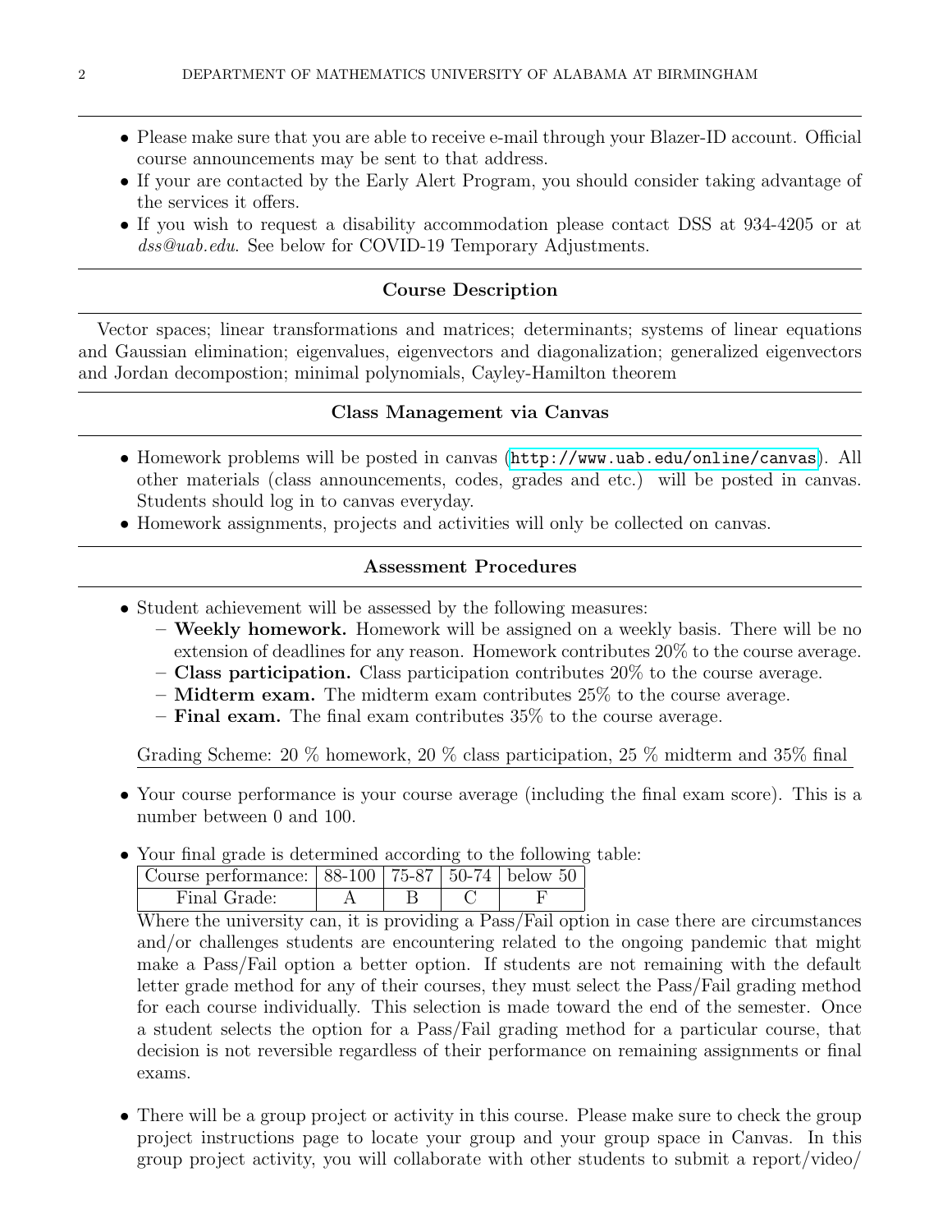- Please make sure that you are able to receive e-mail through your Blazer-ID account. Official course announcements may be sent to that address.
- If your are contacted by the Early Alert Program, you should consider taking advantage of the services it offers.
- If you wish to request a disability accommodation please contact DSS at 934-4205 or at *dss@uab.edu*. See below for COVID-19 Temporary Adjustments.

### Course Description

Vector spaces; linear transformations and matrices; determinants; systems of linear equations and Gaussian elimination; eigenvalues, eigenvectors and diagonalization; generalized eigenvectors and Jordan decompostion; minimal polynomials, Cayley-Hamilton theorem

### Class Management via Canvas

- Homework problems will be posted in canvas (`http://www.uab.edu/online/canvas`). All other materials (class announcements, codes, grades and etc.) will be posted in canvas. Students should log in to canvas everyday.
- Homework assignments, projects and activities will only be collected on canvas.

### Assessment Procedures

- Student achievement will be assessed by the following measures:
  - **Weekly homework.** Homework will be assigned on a weekly basis. There will be no extension of deadlines for any reason. Homework contributes 20% to the course average.
  - **Class participation.** Class participation contributes 20% to the course average.
  - **Midterm exam.** The midterm exam contributes 25% to the course average.
  - **Final exam.** The final exam contributes 35% to the course average.

  Grading Scheme: 20 % homework, 20 % class participation, 25 % midterm and 35% final

- Your course performance is your course average (including the final exam score). This is a number between 0 and 100.
- Your final grade is determined according to the following table:

| Course performance: | 88-100 | 75-87 | 50-74 | below 50 |
|---|---|---|---|---|
| Final Grade: | A | B | C | F |

  Where the university can, it is providing a Pass/Fail option in case there are circumstances and/or challenges students are encountering related to the ongoing pandemic that might make a Pass/Fail option a better option. If students are not remaining with the default letter grade method for any of their courses, they must select the Pass/Fail grading method for each course individually. This selection is made toward the end of the semester. Once a student selects the option for a Pass/Fail grading method for a particular course, that decision is not reversible regardless of their performance on remaining assignments or final exams.

- There will be a group project or activity in this course. Please make sure to check the group project instructions page to locate your group and your group space in Canvas. In this group project activity, you will collaborate with other students to submit a report/video/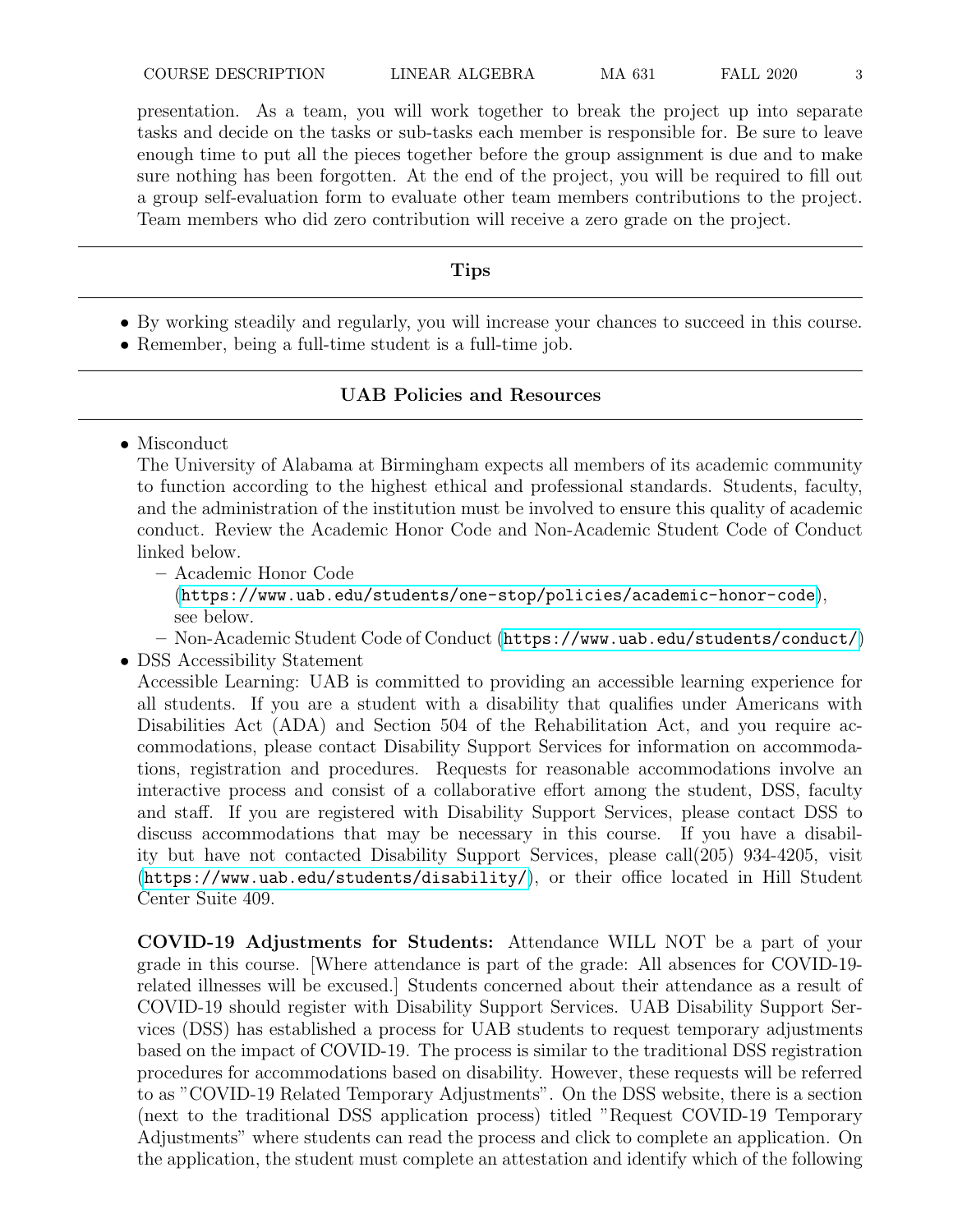presentation. As a team, you will work together to break the project up into separate tasks and decide on the tasks or sub-tasks each member is responsible for. Be sure to leave enough time to put all the pieces together before the group assignment is due and to make sure nothing has been forgotten. At the end of the project, you will be required to fill out a group self-evaluation form to evaluate other team members contributions to the project. Team members who did zero contribution will receive a zero grade on the project.

---

## Tips

---

- By working steadily and regularly, you will increase your chances to succeed in this course.
- Remember, being a full-time student is a full-time job.

---

## UAB Policies and Resources

---

- Misconduct
  The University of Alabama at Birmingham expects all members of its academic community to function according to the highest ethical and professional standards. Students, faculty, and the administration of the institution must be involved to ensure this quality of academic conduct. Review the Academic Honor Code and Non-Academic Student Code of Conduct linked below.
  - Academic Honor Code (https://www.uab.edu/students/one-stop/policies/academic-honor-code), see below.
  - Non-Academic Student Code of Conduct (https://www.uab.edu/students/conduct/)
- DSS Accessibility Statement
  Accessible Learning: UAB is committed to providing an accessible learning experience for all students. If you are a student with a disability that qualifies under Americans with Disabilities Act (ADA) and Section 504 of the Rehabilitation Act, and you require accommodations, please contact Disability Support Services for information on accommodations, registration and procedures. Requests for reasonable accommodations involve an interactive process and consist of a collaborative effort among the student, DSS, faculty and staff. If you are registered with Disability Support Services, please contact DSS to discuss accommodations that may be necessary in this course. If you have a disability but have not contacted Disability Support Services, please call(205) 934-4205, visit (https://www.uab.edu/students/disability/), or their office located in Hill Student Center Suite 409.

  **COVID-19 Adjustments for Students:** Attendance WILL NOT be a part of your grade in this course. [Where attendance is part of the grade: All absences for COVID-19-related illnesses will be excused.] Students concerned about their attendance as a result of COVID-19 should register with Disability Support Services. UAB Disability Support Services (DSS) has established a process for UAB students to request temporary adjustments based on the impact of COVID-19. The process is similar to the traditional DSS registration procedures for accommodations based on disability. However, these requests will be referred to as "COVID-19 Related Temporary Adjustments". On the DSS website, there is a section (next to the traditional DSS application process) titled "Request COVID-19 Temporary Adjustments" where students can read the process and click to complete an application. On the application, the student must complete an attestation and identify which of the following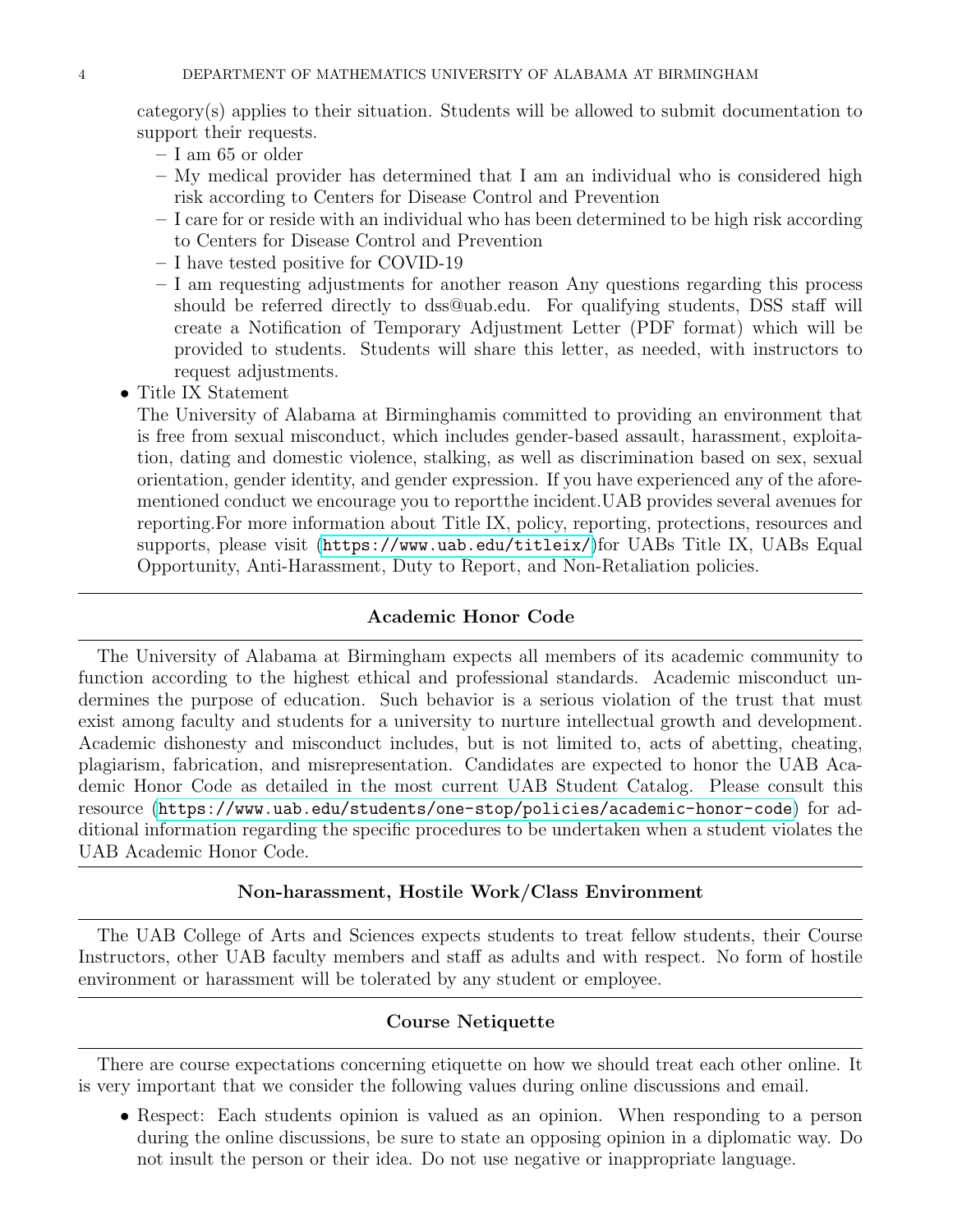category(s) applies to their situation. Students will be allowed to submit documentation to support their requests.

  - I am 65 or older
  - My medical provider has determined that I am an individual who is considered high risk according to Centers for Disease Control and Prevention
  - I care for or reside with an individual who has been determined to be high risk according to Centers for Disease Control and Prevention
  - I have tested positive for COVID-19
  - I am requesting adjustments for another reason Any questions regarding this process should be referred directly to dss@uab.edu. For qualifying students, DSS staff will create a Notification of Temporary Adjustment Letter (PDF format) which will be provided to students. Students will share this letter, as needed, with instructors to request adjustments.

- Title IX Statement
  The University of Alabama at Birminghamis committed to providing an environment that is free from sexual misconduct, which includes gender-based assault, harassment, exploitation, dating and domestic violence, stalking, as well as discrimination based on sex, sexual orientation, gender identity, and gender expression. If you have experienced any of the aforementioned conduct we encourage you to reportthe incident.UAB provides several avenues for reporting.For more information about Title IX, policy, reporting, protections, resources and supports, please visit (https://www.uab.edu/titleix/)for UABs Title IX, UABs Equal Opportunity, Anti-Harassment, Duty to Report, and Non-Retaliation policies.

## Academic Honor Code

The University of Alabama at Birmingham expects all members of its academic community to function according to the highest ethical and professional standards. Academic misconduct undermines the purpose of education. Such behavior is a serious violation of the trust that must exist among faculty and students for a university to nurture intellectual growth and development. Academic dishonesty and misconduct includes, but is not limited to, acts of abetting, cheating, plagiarism, fabrication, and misrepresentation. Candidates are expected to honor the UAB Academic Honor Code as detailed in the most current UAB Student Catalog. Please consult this resource (https://www.uab.edu/students/one-stop/policies/academic-honor-code) for additional information regarding the specific procedures to be undertaken when a student violates the UAB Academic Honor Code.

## Non-harassment, Hostile Work/Class Environment

The UAB College of Arts and Sciences expects students to treat fellow students, their Course Instructors, other UAB faculty members and staff as adults and with respect. No form of hostile environment or harassment will be tolerated by any student or employee.

## Course Netiquette

There are course expectations concerning etiquette on how we should treat each other online. It is very important that we consider the following values during online discussions and email.

- Respect: Each students opinion is valued as an opinion. When responding to a person during the online discussions, be sure to state an opposing opinion in a diplomatic way. Do not insult the person or their idea. Do not use negative or inappropriate language.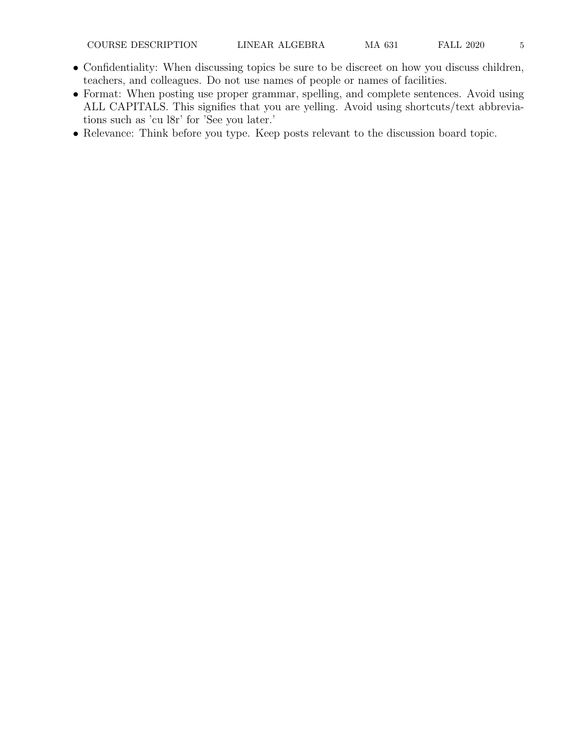- Confidentiality: When discussing topics be sure to be discreet on how you discuss children, teachers, and colleagues. Do not use names of people or names of facilities.
- Format: When posting use proper grammar, spelling, and complete sentences. Avoid using ALL CAPITALS. This signifies that you are yelling. Avoid using shortcuts/text abbreviations such as 'cu l8r' for 'See you later.'
- Relevance: Think before you type. Keep posts relevant to the discussion board topic.